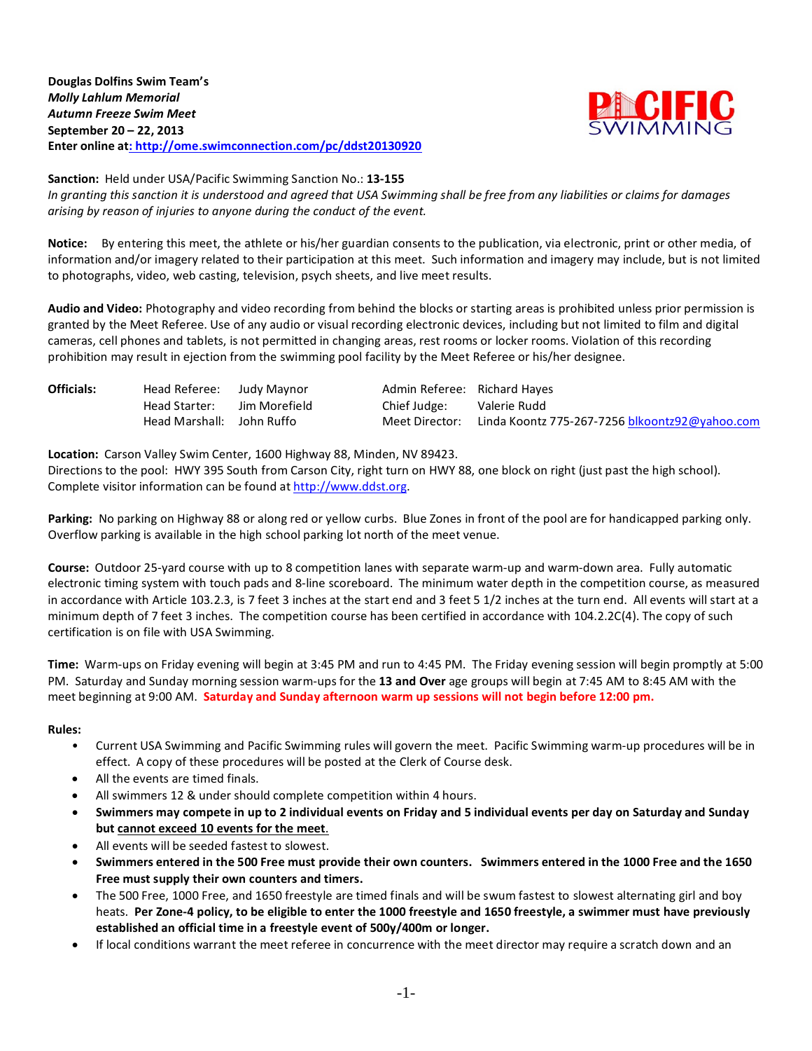**Douglas Dolfins Swim Team's**
***Molly Lahlum Memorial***
***Autumn Freeze Swim Meet***
**September 20 – 22, 2013**
**Enter online at: http://ome.swimconnection.com/pc/ddst20130920**

**Sanction:** Held under USA/Pacific Swimming Sanction No.: **13-155**
*In granting this sanction it is understood and agreed that USA Swimming shall be free from any liabilities or claims for damages arising by reason of injuries to anyone during the conduct of the event.*

**Notice:** By entering this meet, the athlete or his/her guardian consents to the publication, via electronic, print or other media, of information and/or imagery related to their participation at this meet. Such information and imagery may include, but is not limited to photographs, video, web casting, television, psych sheets, and live meet results.

**Audio and Video:** Photography and video recording from behind the blocks or starting areas is prohibited unless prior permission is granted by the Meet Referee. Use of any audio or visual recording electronic devices, including but not limited to film and digital cameras, cell phones and tablets, is not permitted in changing areas, rest rooms or locker rooms. Violation of this recording prohibition may result in ejection from the swimming pool facility by the Meet Referee or his/her designee.

| **Officials:** | | | | |
|---|---|---|---|---|
| | Head Referee: | Judy Maynor | Admin Referee: | Richard Hayes |
| | Head Starter: | Jim Morefield | Chief Judge: | Valerie Rudd |
| | Head Marshall: | John Ruffo | Meet Director: | Linda Koontz 775-267-7256 blkoontz92@yahoo.com |

**Location:** Carson Valley Swim Center, 1600 Highway 88, Minden, NV 89423.
Directions to the pool: HWY 395 South from Carson City, right turn on HWY 88, one block on right (just past the high school). Complete visitor information can be found at http://www.ddst.org.

**Parking:** No parking on Highway 88 or along red or yellow curbs. Blue Zones in front of the pool are for handicapped parking only. Overflow parking is available in the high school parking lot north of the meet venue.

**Course:** Outdoor 25-yard course with up to 8 competition lanes with separate warm-up and warm-down area. Fully automatic electronic timing system with touch pads and 8-line scoreboard. The minimum water depth in the competition course, as measured in accordance with Article 103.2.3, is 7 feet 3 inches at the start end and 3 feet 5 1/2 inches at the turn end. All events will start at a minimum depth of 7 feet 3 inches. The competition course has been certified in accordance with 104.2.2C(4). The copy of such certification is on file with USA Swimming.

**Time:** Warm-ups on Friday evening will begin at 3:45 PM and run to 4:45 PM. The Friday evening session will begin promptly at 5:00 PM. Saturday and Sunday morning session warm-ups for the **13 and Over** age groups will begin at 7:45 AM to 8:45 AM with the meet beginning at 9:00 AM. **Saturday and Sunday afternoon warm up sessions will not begin before 12:00 pm.**

**Rules:**

- Current USA Swimming and Pacific Swimming rules will govern the meet. Pacific Swimming warm-up procedures will be in effect. A copy of these procedures will be posted at the Clerk of Course desk.
- All the events are timed finals.
- All swimmers 12 & under should complete competition within 4 hours.
- **Swimmers may compete in up to 2 individual events on Friday and 5 individual events per day on Saturday and Sunday but cannot exceed 10 events for the meet.**
- All events will be seeded fastest to slowest.
- **Swimmers entered in the 500 Free must provide their own counters. Swimmers entered in the 1000 Free and the 1650 Free must supply their own counters and timers.**
- The 500 Free, 1000 Free, and 1650 freestyle are timed finals and will be swum fastest to slowest alternating girl and boy heats. **Per Zone-4 policy, to be eligible to enter the 1000 freestyle and 1650 freestyle, a swimmer must have previously established an official time in a freestyle event of 500y/400m or longer.**
- If local conditions warrant the meet referee in concurrence with the meet director may require a scratch down and an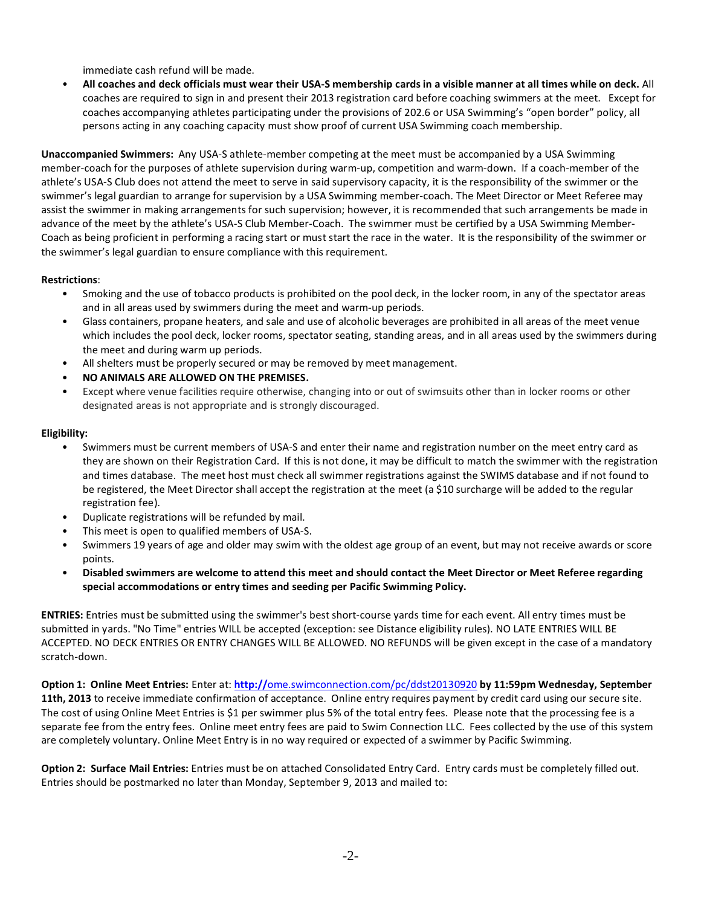immediate cash refund will be made.

- **All coaches and deck officials must wear their USA-S membership cards in a visible manner at all times while on deck.** All coaches are required to sign in and present their 2013 registration card before coaching swimmers at the meet. Except for coaches accompanying athletes participating under the provisions of 202.6 or USA Swimming's "open border" policy, all persons acting in any coaching capacity must show proof of current USA Swimming coach membership.

**Unaccompanied Swimmers:** Any USA-S athlete-member competing at the meet must be accompanied by a USA Swimming member-coach for the purposes of athlete supervision during warm-up, competition and warm-down. If a coach-member of the athlete's USA-S Club does not attend the meet to serve in said supervisory capacity, it is the responsibility of the swimmer or the swimmer's legal guardian to arrange for supervision by a USA Swimming member-coach. The Meet Director or Meet Referee may assist the swimmer in making arrangements for such supervision; however, it is recommended that such arrangements be made in advance of the meet by the athlete's USA-S Club Member-Coach. The swimmer must be certified by a USA Swimming Member-Coach as being proficient in performing a racing start or must start the race in the water. It is the responsibility of the swimmer or the swimmer's legal guardian to ensure compliance with this requirement.

**Restrictions**:

- Smoking and the use of tobacco products is prohibited on the pool deck, in the locker room, in any of the spectator areas and in all areas used by swimmers during the meet and warm-up periods.
- Glass containers, propane heaters, and sale and use of alcoholic beverages are prohibited in all areas of the meet venue which includes the pool deck, locker rooms, spectator seating, standing areas, and in all areas used by the swimmers during the meet and during warm up periods.
- All shelters must be properly secured or may be removed by meet management.
- **NO ANIMALS ARE ALLOWED ON THE PREMISES.**
- Except where venue facilities require otherwise, changing into or out of swimsuits other than in locker rooms or other designated areas is not appropriate and is strongly discouraged.

**Eligibility:**

- Swimmers must be current members of USA-S and enter their name and registration number on the meet entry card as they are shown on their Registration Card. If this is not done, it may be difficult to match the swimmer with the registration and times database. The meet host must check all swimmer registrations against the SWIMS database and if not found to be registered, the Meet Director shall accept the registration at the meet (a $10 surcharge will be added to the regular registration fee).
- Duplicate registrations will be refunded by mail.
- This meet is open to qualified members of USA-S.
- Swimmers 19 years of age and older may swim with the oldest age group of an event, but may not receive awards or score points.
- **Disabled swimmers are welcome to attend this meet and should contact the Meet Director or Meet Referee regarding special accommodations or entry times and seeding per Pacific Swimming Policy.**

**ENTRIES:** Entries must be submitted using the swimmer's best short-course yards time for each event. All entry times must be submitted in yards. "No Time" entries WILL be accepted (exception: see Distance eligibility rules). NO LATE ENTRIES WILL BE ACCEPTED. NO DECK ENTRIES OR ENTRY CHANGES WILL BE ALLOWED. NO REFUNDS will be given except in the case of a mandatory scratch-down.

**Option 1: Online Meet Entries:** Enter at: **http://**ome.swimconnection.com/pc/ddst20130920 **by 11:59pm Wednesday, September 11th, 2013** to receive immediate confirmation of acceptance. Online entry requires payment by credit card using our secure site. The cost of using Online Meet Entries is $1 per swimmer plus 5% of the total entry fees. Please note that the processing fee is a separate fee from the entry fees. Online meet entry fees are paid to Swim Connection LLC. Fees collected by the use of this system are completely voluntary. Online Meet Entry is in no way required or expected of a swimmer by Pacific Swimming.

**Option 2: Surface Mail Entries:** Entries must be on attached Consolidated Entry Card. Entry cards must be completely filled out. Entries should be postmarked no later than Monday, September 9, 2013 and mailed to: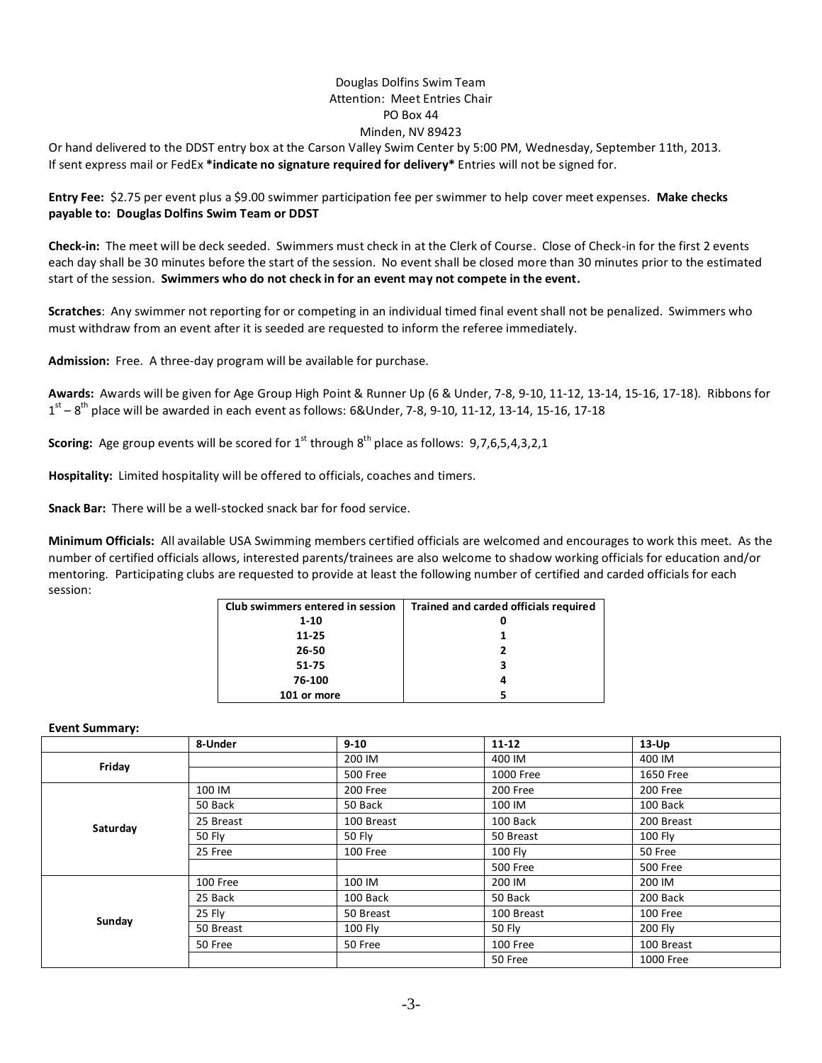Douglas Dolfins Swim Team
Attention: Meet Entries Chair
PO Box 44
Minden, NV 89423

Or hand delivered to the DDST entry box at the Carson Valley Swim Center by 5:00 PM, Wednesday, September 11th, 2013. If sent express mail or FedEx **\*indicate no signature required for delivery\*** Entries will not be signed for.

**Entry Fee:** $2.75 per event plus a $9.00 swimmer participation fee per swimmer to help cover meet expenses. **Make checks payable to: Douglas Dolfins Swim Team or DDST**

**Check-in:** The meet will be deck seeded. Swimmers must check in at the Clerk of Course. Close of Check-in for the first 2 events each day shall be 30 minutes before the start of the session. No event shall be closed more than 30 minutes prior to the estimated start of the session. **Swimmers who do not check in for an event may not compete in the event.**

**Scratches**: Any swimmer not reporting for or competing in an individual timed final event shall not be penalized. Swimmers who must withdraw from an event after it is seeded are requested to inform the referee immediately.

**Admission:** Free. A three-day program will be available for purchase.

**Awards:** Awards will be given for Age Group High Point & Runner Up (6 & Under, 7-8, 9-10, 11-12, 13-14, 15-16, 17-18). Ribbons for 1st – 8th place will be awarded in each event as follows: 6&Under, 7-8, 9-10, 11-12, 13-14, 15-16, 17-18

**Scoring:** Age group events will be scored for 1st through 8th place as follows: 9,7,6,5,4,3,2,1

**Hospitality:** Limited hospitality will be offered to officials, coaches and timers.

**Snack Bar:** There will be a well-stocked snack bar for food service.

**Minimum Officials:** All available USA Swimming members certified officials are welcomed and encourages to work this meet. As the number of certified officials allows, interested parents/trainees are also welcome to shadow working officials for education and/or mentoring. Participating clubs are requested to provide at least the following number of certified and carded officials for each session:

| Club swimmers entered in session | Trained and carded officials required |
|---|---|
| 1-10 | 0 |
| 11-25 | 1 |
| 26-50 | 2 |
| 51-75 | 3 |
| 76-100 | 4 |
| 101 or more | 5 |

**Event Summary:**

| | 8-Under | 9-10 | 11-12 | 13-Up |
|---|---|---|---|---|
| Friday | | 200 IM | 400 IM | 400 IM |
| | | 500 Free | 1000 Free | 1650 Free |
| Saturday | 100 IM | 200 Free | 200 Free | 200 Free |
| | 50 Back | 50 Back | 100 IM | 100 Back |
| | 25 Breast | 100 Breast | 100 Back | 200 Breast |
| | 50 Fly | 50 Fly | 50 Breast | 100 Fly |
| | 25 Free | 100 Free | 100 Fly | 50 Free |
| | | | 500 Free | 500 Free |
| Sunday | 100 Free | 100 IM | 200 IM | 200 IM |
| | 25 Back | 100 Back | 50 Back | 200 Back |
| | 25 Fly | 50 Breast | 100 Breast | 100 Free |
| | 50 Breast | 100 Fly | 50 Fly | 200 Fly |
| | 50 Free | 50 Free | 100 Free | 100 Breast |
| | | | 50 Free | 1000 Free |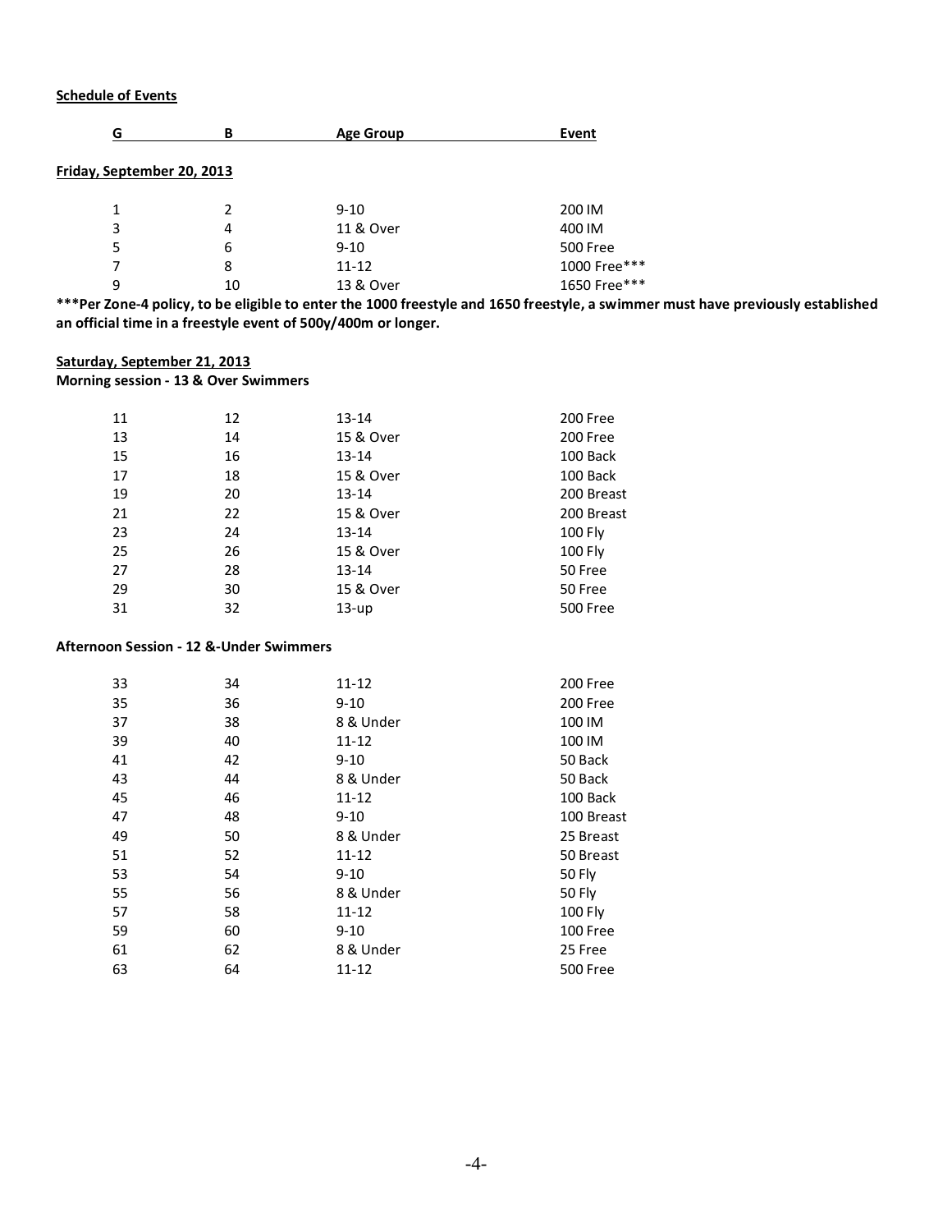**Schedule of Events**

| G | B | Age Group | Event |
|---|---|---|---|
| **Friday, September 20, 2013** | | | |
| 1 | 2 | 9-10 | 200 IM |
| 3 | 4 | 11 & Over | 400 IM |
| 5 | 6 | 9-10 | 500 Free |
| 7 | 8 | 11-12 | 1000 Free*** |
| 9 | 10 | 13 & Over | 1650 Free*** |

**\*\*\*Per Zone-4 policy, to be eligible to enter the 1000 freestyle and 1650 freestyle, a swimmer must have previously established an official time in a freestyle event of 500y/400m or longer.**

**Saturday, September 21, 2013**

**Morning session - 13 & Over Swimmers**

| G | B | Age Group | Event |
|---|---|---|---|
| 11 | 12 | 13-14 | 200 Free |
| 13 | 14 | 15 & Over | 200 Free |
| 15 | 16 | 13-14 | 100 Back |
| 17 | 18 | 15 & Over | 100 Back |
| 19 | 20 | 13-14 | 200 Breast |
| 21 | 22 | 15 & Over | 200 Breast |
| 23 | 24 | 13-14 | 100 Fly |
| 25 | 26 | 15 & Over | 100 Fly |
| 27 | 28 | 13-14 | 50 Free |
| 29 | 30 | 15 & Over | 50 Free |
| 31 | 32 | 13-up | 500 Free |

**Afternoon Session - 12 &-Under Swimmers**

| G | B | Age Group | Event |
|---|---|---|---|
| 33 | 34 | 11-12 | 200 Free |
| 35 | 36 | 9-10 | 200 Free |
| 37 | 38 | 8 & Under | 100 IM |
| 39 | 40 | 11-12 | 100 IM |
| 41 | 42 | 9-10 | 50 Back |
| 43 | 44 | 8 & Under | 50 Back |
| 45 | 46 | 11-12 | 100 Back |
| 47 | 48 | 9-10 | 100 Breast |
| 49 | 50 | 8 & Under | 25 Breast |
| 51 | 52 | 11-12 | 50 Breast |
| 53 | 54 | 9-10 | 50 Fly |
| 55 | 56 | 8 & Under | 50 Fly |
| 57 | 58 | 11-12 | 100 Fly |
| 59 | 60 | 9-10 | 100 Free |
| 61 | 62 | 8 & Under | 25 Free |
| 63 | 64 | 11-12 | 500 Free |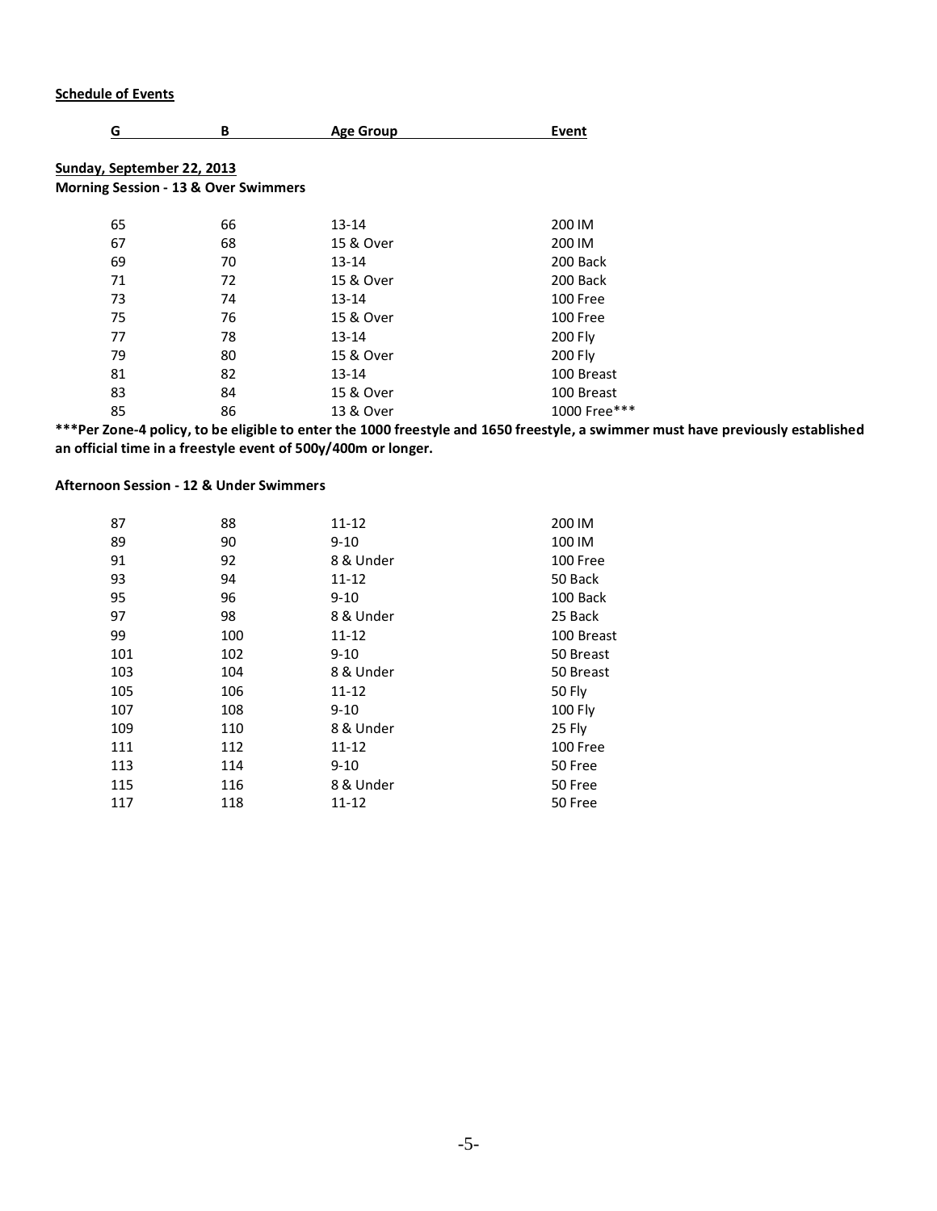**Schedule of Events**

| G | B | Age Group | Event |
|---|---|---|---|
| **Sunday, September 22, 2013** | | | |
| **Morning Session - 13 & Over Swimmers** | | | |
| 65 | 66 | 13-14 | 200 IM |
| 67 | 68 | 15 & Over | 200 IM |
| 69 | 70 | 13-14 | 200 Back |
| 71 | 72 | 15 & Over | 200 Back |
| 73 | 74 | 13-14 | 100 Free |
| 75 | 76 | 15 & Over | 100 Free |
| 77 | 78 | 13-14 | 200 Fly |
| 79 | 80 | 15 & Over | 200 Fly |
| 81 | 82 | 13-14 | 100 Breast |
| 83 | 84 | 15 & Over | 100 Breast |
| 85 | 86 | 13 & Over | 1000 Free*** |

**\*\*\*Per Zone-4 policy, to be eligible to enter the 1000 freestyle and 1650 freestyle, a swimmer must have previously established an official time in a freestyle event of 500y/400m or longer.**

**Afternoon Session - 12 & Under Swimmers**

| G | B | Age Group | Event |
|---|---|---|---|
| 87 | 88 | 11-12 | 200 IM |
| 89 | 90 | 9-10 | 100 IM |
| 91 | 92 | 8 & Under | 100 Free |
| 93 | 94 | 11-12 | 50 Back |
| 95 | 96 | 9-10 | 100 Back |
| 97 | 98 | 8 & Under | 25 Back |
| 99 | 100 | 11-12 | 100 Breast |
| 101 | 102 | 9-10 | 50 Breast |
| 103 | 104 | 8 & Under | 50 Breast |
| 105 | 106 | 11-12 | 50 Fly |
| 107 | 108 | 9-10 | 100 Fly |
| 109 | 110 | 8 & Under | 25 Fly |
| 111 | 112 | 11-12 | 100 Free |
| 113 | 114 | 9-10 | 50 Free |
| 115 | 116 | 8 & Under | 50 Free |
| 117 | 118 | 11-12 | 50 Free |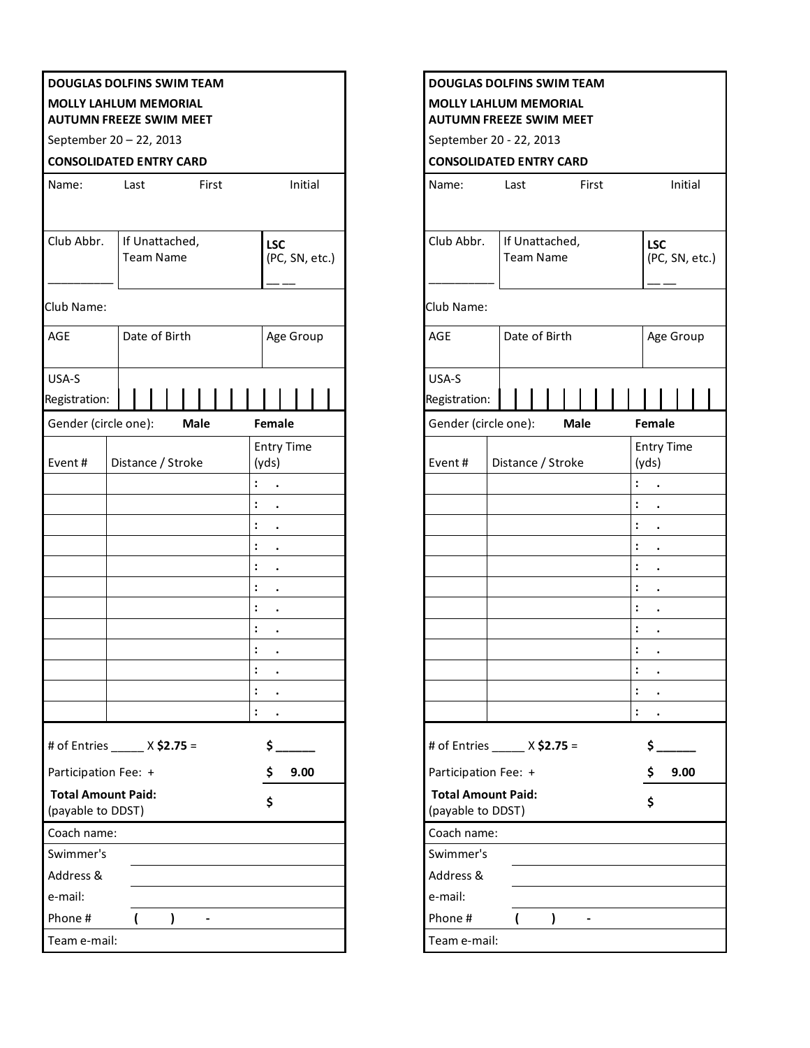**DOUGLAS DOLFINS SWIM TEAM**

**MOLLY LAHLUM MEMORIAL**
**AUTUMN FREEZE SWIM MEET**

September 20 – 22, 2013

**CONSOLIDATED ENTRY CARD**

| | | | |
|---|---|---|---|
| Name: | Last | First | Initial |
| Club Abbr. ___________ | If Unattached, Team Name | | **LSC** (PC, SN, etc.) __ __ |
| Club Name: | | | |
| AGE | Date of Birth | | Age Group |
| USA-S Registration: | | | |
| Gender (circle one): | **Male** | **Female** | |

| Event # | Distance / Stroke | Entry Time (yds) |
|---|---|---|
| | | : . |
| | | : . |
| | | : . |
| | | : . |
| | | : . |
| | | : . |
| | | : . |
| | | : . |
| | | : . |
| | | : . |
| | | : . |
| | | : . |

| | |
|---|---|
| # of Entries _____ X **$2.75** = | **$ ______** |
| Participation Fee: + | **$ 9.00** |
| **Total Amount Paid:** (payable to DDST) | **$** |

Coach name:

Swimmer's Address & e-mail:

Phone # ( ) -

Team e-mail:

---

**DOUGLAS DOLFINS SWIM TEAM**

**MOLLY LAHLUM MEMORIAL**
**AUTUMN FREEZE SWIM MEET**

September 20 - 22, 2013

**CONSOLIDATED ENTRY CARD**

| | | | |
|---|---|---|---|
| Name: | Last | First | Initial |
| Club Abbr. ___________ | If Unattached, Team Name | | **LSC** (PC, SN, etc.) __ __ |
| Club Name: | | | |
| AGE | Date of Birth | | Age Group |
| USA-S Registration: | | | |
| Gender (circle one): | **Male** | **Female** | |

| Event # | Distance / Stroke | Entry Time (yds) |
|---|---|---|
| | | : . |
| | | : . |
| | | : . |
| | | : . |
| | | : . |
| | | : . |
| | | : . |
| | | : . |
| | | : . |
| | | : . |
| | | : . |
| | | : . |

| | |
|---|---|
| # of Entries _____ X **$2.75** = | **$ ______** |
| Participation Fee: + | **$ 9.00** |
| **Total Amount Paid:** (payable to DDST) | **$** |

Coach name:

Swimmer's Address & e-mail:

Phone # ( ) -

Team e-mail: